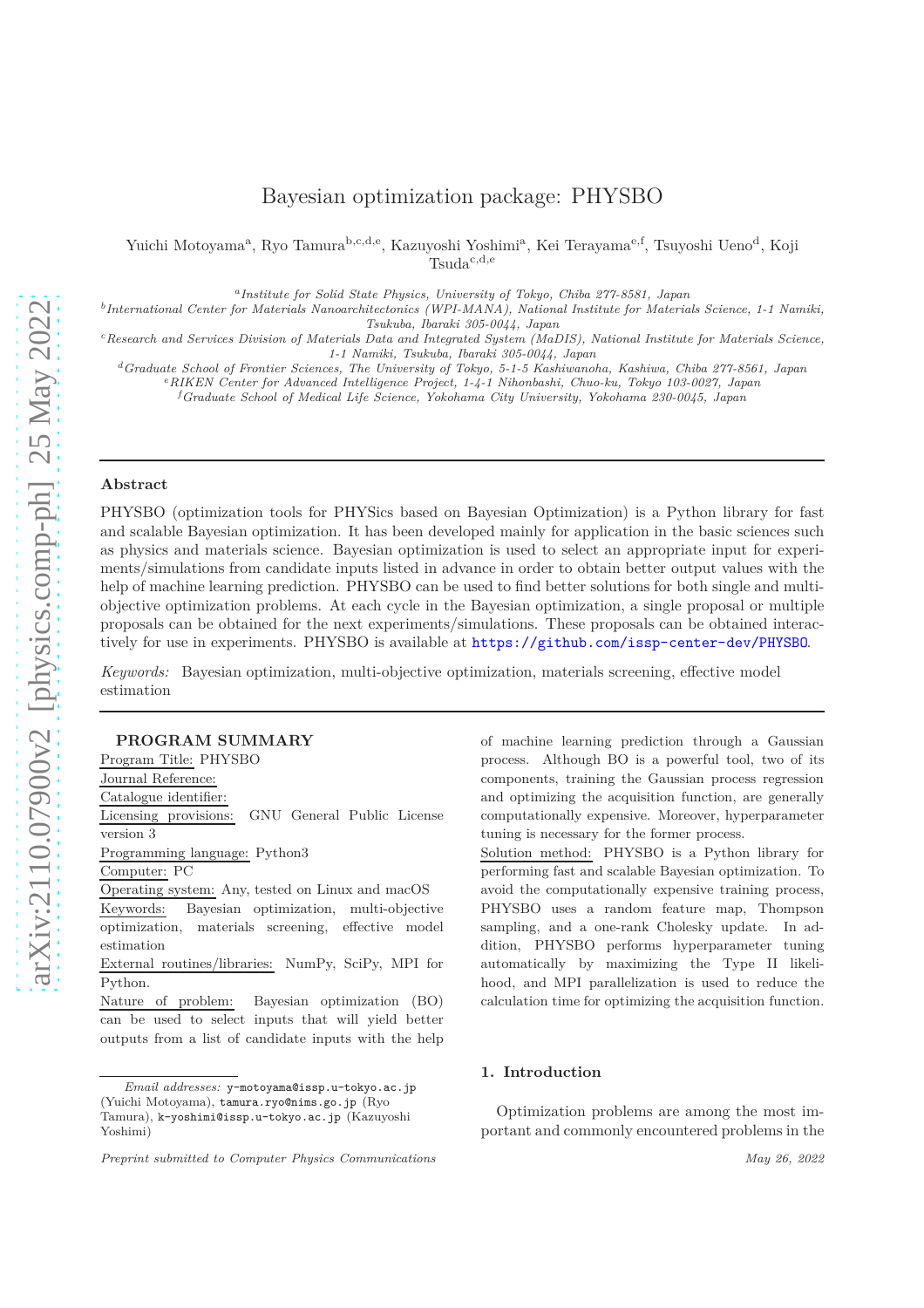# Bayesian optimization package: PHYSBO

Yuichi Motoyama[a], Ryo Tamura[b,c,d,e], Kazuyoshi Yoshimi[a], Kei Terayama[e,f], Tsuyoshi Ueno[d], Koji Tsuda[c,d,e]

[a] *Institute for Solid State Physics, University of Tokyo, Chiba 277-8581, Japan*
[b] *International Center for Materials Nanoarchitectonics (WPI-MANA), National Institute for Materials Science, 1-1 Namiki, Tsukuba, Ibaraki 305-0044, Japan*
[c] *Research and Services Division of Materials Data and Integrated System (MaDIS), National Institute for Materials Science, 1-1 Namiki, Tsukuba, Ibaraki 305-0044, Japan*
[d] *Graduate School of Frontier Sciences, The University of Tokyo, 5-1-5 Kashiwanoha, Kashiwa, Chiba 277-8561, Japan*
[e] *RIKEN Center for Advanced Intelligence Project, 1-4-1 Nihonbashi, Chuo-ku, Tokyo 103-0027, Japan*
[f] *Graduate School of Medical Life Science, Yokohama City University, Yokohama 230-0045, Japan*

## Abstract

PHYSBO (optimization tools for PHYSics based on Bayesian Optimization) is a Python library for fast and scalable Bayesian optimization. It has been developed mainly for application in the basic sciences such as physics and materials science. Bayesian optimization is used to select an appropriate input for experiments/simulations from candidate inputs listed in advance in order to obtain better output values with the help of machine learning prediction. PHYSBO can be used to find better solutions for both single and multi-objective optimization problems. At each cycle in the Bayesian optimization, a single proposal or multiple proposals can be obtained for the next experiments/simulations. These proposals can be obtained interactively for use in experiments. PHYSBO is available at https://github.com/issp-center-dev/PHYSBO.

*Keywords:* Bayesian optimization, multi-objective optimization, materials screening, effective model estimation

## PROGRAM SUMMARY

Program Title: PHYSBO

Journal Reference:

Catalogue identifier:

Licensing provisions: GNU General Public License version 3

Programming language: Python3

Computer: PC

Operating system: Any, tested on Linux and macOS

Keywords: Bayesian optimization, multi-objective optimization, materials screening, effective model estimation

External routines/libraries: NumPy, SciPy, MPI for Python.

Nature of problem: Bayesian optimization (BO) can be used to select inputs that will yield better outputs from a list of candidate inputs with the help of machine learning prediction through a Gaussian process. Although BO is a powerful tool, two of its components, training the Gaussian process regression and optimizing the acquisition function, are generally computationally expensive. Moreover, hyperparameter tuning is necessary for the former process.

Solution method: PHYSBO is a Python library for performing fast and scalable Bayesian optimization. To avoid the computationally expensive training process, PHYSBO uses a random feature map, Thompson sampling, and a one-rank Cholesky update. In addition, PHYSBO performs hyperparameter tuning automatically by maximizing the Type II likelihood, and MPI parallelization is used to reduce the calculation time for optimizing the acquisition function.

## 1. Introduction

Optimization problems are among the most important and commonly encountered problems in the

*Email addresses:* y-motoyama@issp.u-tokyo.ac.jp (Yuichi Motoyama), tamura.ryo@nims.go.jp (Ryo Tamura), k-yoshimi@issp.u-tokyo.ac.jp (Kazuyoshi Yoshimi)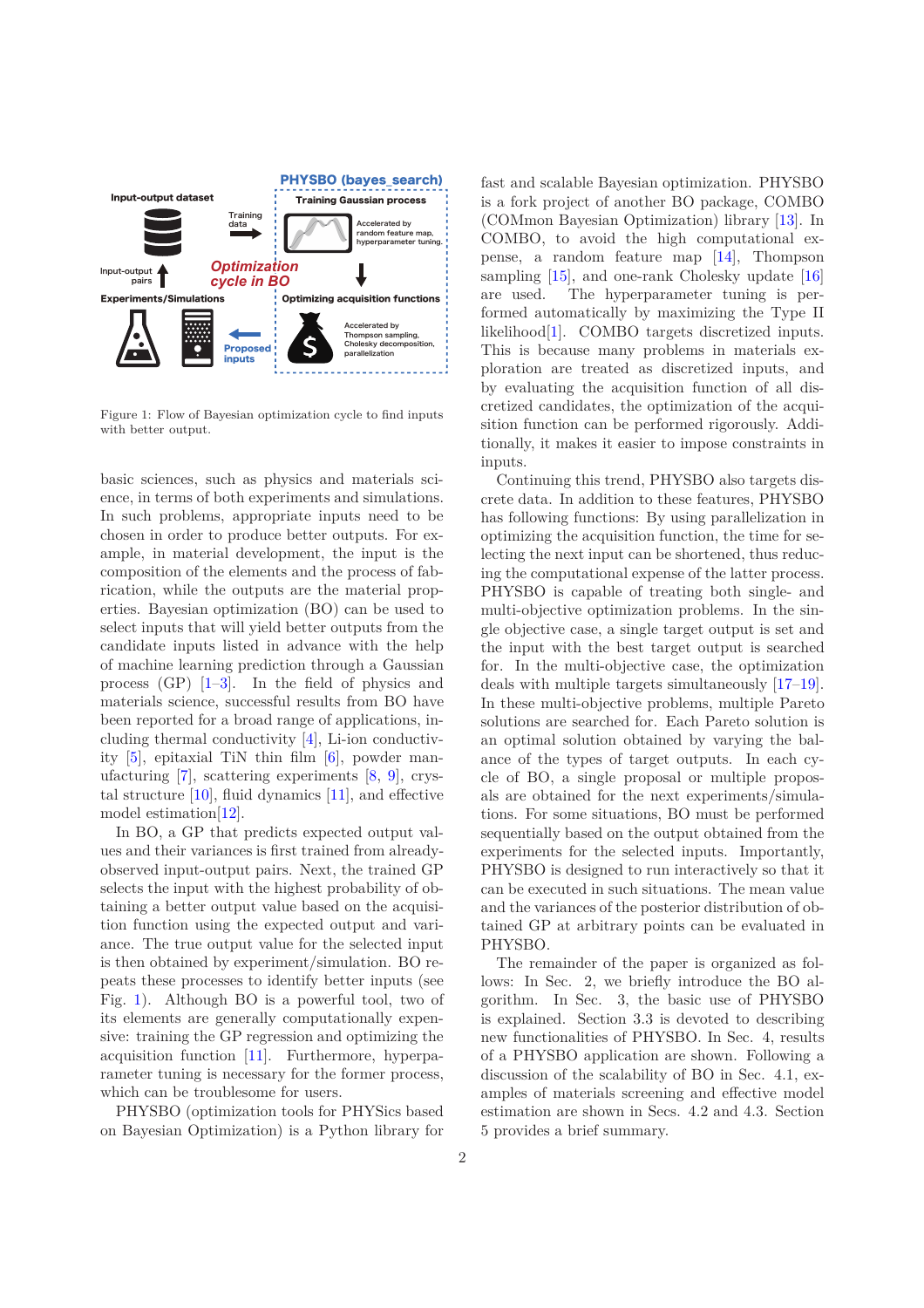Figure 1: Flow of Bayesian optimization cycle to find inputs with better output.

basic sciences, such as physics and materials science, in terms of both experiments and simulations. In such problems, appropriate inputs need to be chosen in order to produce better outputs. For example, in material development, the input is the composition of the elements and the process of fabrication, while the outputs are the material properties. Bayesian optimization (BO) can be used to select inputs that will yield better outputs from the candidate inputs listed in advance with the help of machine learning prediction through a Gaussian process (GP) [1–3]. In the field of physics and materials science, successful results from BO have been reported for a broad range of applications, including thermal conductivity [4], Li-ion conductivity [5], epitaxial TiN thin film [6], powder manufacturing [7], scattering experiments [8, 9], crystal structure [10], fluid dynamics [11], and effective model estimation[12].

In BO, a GP that predicts expected output values and their variances is first trained from already-observed input-output pairs. Next, the trained GP selects the input with the highest probability of obtaining a better output value based on the acquisition function using the expected output and variance. The true output value for the selected input is then obtained by experiment/simulation. BO repeats these processes to identify better inputs (see Fig. 1). Although BO is a powerful tool, two of its elements are generally computationally expensive: training the GP regression and optimizing the acquisition function [11]. Furthermore, hyperparameter tuning is necessary for the former process, which can be troublesome for users.

PHYSBO (optimization tools for PHYSics based on Bayesian Optimization) is a Python library for fast and scalable Bayesian optimization. PHYSBO is a fork project of another BO package, COMBO (COMmon Bayesian Optimization) library [13]. In COMBO, to avoid the high computational expense, a random feature map [14], Thompson sampling [15], and one-rank Cholesky update [16] are used. The hyperparameter tuning is performed automatically by maximizing the Type II likelihood[1]. COMBO targets discretized inputs. This is because many problems in materials exploration are treated as discretized inputs, and by evaluating the acquisition function of all discretized candidates, the optimization of the acquisition function can be performed rigorously. Additionally, it makes it easier to impose constraints in inputs.

Continuing this trend, PHYSBO also targets discrete data. In addition to these features, PHYSBO has following functions: By using parallelization in optimizing the acquisition function, the time for selecting the next input can be shortened, thus reducing the computational expense of the latter process. PHYSBO is capable of treating both single- and multi-objective optimization problems. In the single objective case, a single target output is set and the input with the best target output is searched for. In the multi-objective case, the optimization deals with multiple targets simultaneously [17–19]. In these multi-objective problems, multiple Pareto solutions are searched for. Each Pareto solution is an optimal solution obtained by varying the balance of the types of target outputs. In each cycle of BO, a single proposal or multiple proposals are obtained for the next experiments/simulations. For some situations, BO must be performed sequentially based on the output obtained from the experiments for the selected inputs. Importantly, PHYSBO is designed to run interactively so that it can be executed in such situations. The mean value and the variances of the posterior distribution of obtained GP at arbitrary points can be evaluated in PHYSBO.

The remainder of the paper is organized as follows: In Sec. 2, we briefly introduce the BO algorithm. In Sec. 3, the basic use of PHYSBO is explained. Section 3.3 is devoted to describing new functionalities of PHYSBO. In Sec. 4, results of a PHYSBO application are shown. Following a discussion of the scalability of BO in Sec. 4.1, examples of materials screening and effective model estimation are shown in Secs. 4.2 and 4.3. Section 5 provides a brief summary.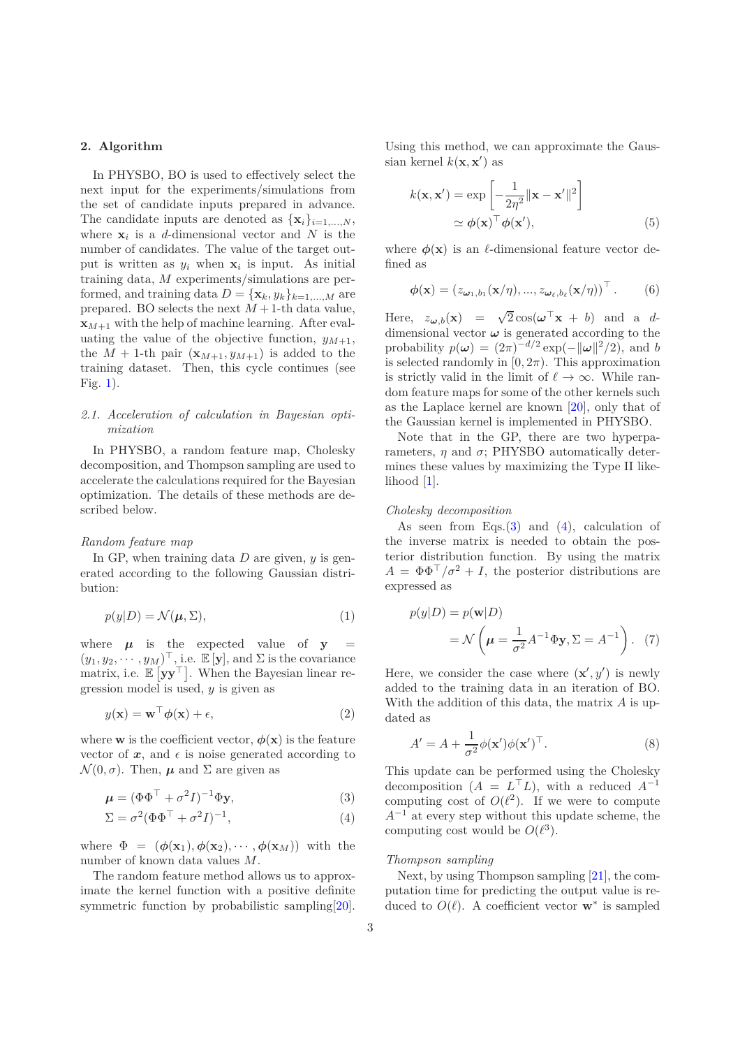## 2. Algorithm

In PHYSBO, BO is used to effectively select the next input for the experiments/simulations from the set of candidate inputs prepared in advance. The candidate inputs are denoted as $\{\mathbf{x}_i\}_{i=1,\dots,N}$, where $\mathbf{x}_i$ is a $d$-dimensional vector and $N$ is the number of candidates. The value of the target output is written as $y_i$ when $\mathbf{x}_i$ is input. As initial training data, $M$ experiments/simulations are performed, and training data $D = \{\mathbf{x}_k, y_k\}_{k=1,\dots,M}$ are prepared. BO selects the next $M+1$-th data value, $\mathbf{x}_{M+1}$ with the help of machine learning. After evaluating the value of the objective function, $y_{M+1}$, the $M+1$-th pair $(\mathbf{x}_{M+1}, y_{M+1})$ is added to the training dataset. Then, this cycle continues (see Fig. 1).

### 2.1. Acceleration of calculation in Bayesian optimization

In PHYSBO, a random feature map, Cholesky decomposition, and Thompson sampling are used to accelerate the calculations required for the Bayesian optimization. The details of these methods are described below.

*Random feature map*

In GP, when training data $D$ are given, $y$ is generated according to the following Gaussian distribution:

$$p(y|D) = \mathcal{N}(\boldsymbol{\mu}, \Sigma), \tag{1}$$

where $\boldsymbol{\mu}$ is the expected value of $\mathbf{y} = (y_1, y_2, \cdots, y_M)^\top$, i.e. $\mathbb{E}[\mathbf{y}]$, and $\Sigma$ is the covariance matrix, i.e. $\mathbb{E}\left[\mathbf{y}\mathbf{y}^\top\right]$. When the Bayesian linear regression model is used, $y$ is given as

$$y(\mathbf{x}) = \mathbf{w}^\top \boldsymbol{\phi}(\mathbf{x}) + \epsilon, \tag{2}$$

where $\mathbf{w}$ is the coefficient vector, $\boldsymbol{\phi}(\mathbf{x})$ is the feature vector of $\boldsymbol{x}$, and $\epsilon$ is noise generated according to $\mathcal{N}(0, \sigma)$. Then, $\boldsymbol{\mu}$ and $\Sigma$ are given as

$$\boldsymbol{\mu} = (\Phi\Phi^\top + \sigma^2 I)^{-1}\Phi\mathbf{y}, \tag{3}$$

$$\Sigma = \sigma^2(\Phi\Phi^\top + \sigma^2 I)^{-1}, \tag{4}$$

where $\Phi = (\boldsymbol{\phi}(\mathbf{x}_1), \boldsymbol{\phi}(\mathbf{x}_2), \cdots, \boldsymbol{\phi}(\mathbf{x}_M))$ with the number of known data values $M$.

The random feature method allows us to approximate the kernel function with a positive definite symmetric function by probabilistic sampling[20]. Using this method, we can approximate the Gaussian kernel $k(\mathbf{x}, \mathbf{x}')$ as

$$\begin{aligned} k(\mathbf{x}, \mathbf{x}') &= \exp\left[-\frac{1}{2\eta^2}\|\mathbf{x} - \mathbf{x}'\|^2\right] \\ &\simeq \boldsymbol{\phi}(\mathbf{x})^\top \boldsymbol{\phi}(\mathbf{x}'), \end{aligned} \tag{5}$$

where $\boldsymbol{\phi}(\mathbf{x})$ is an $\ell$-dimensional feature vector defined as

$$\boldsymbol{\phi}(\mathbf{x}) = \left(z_{\boldsymbol{\omega}_1, b_1}(\mathbf{x}/\eta), \dots, z_{\boldsymbol{\omega}_\ell, b_\ell}(\mathbf{x}/\eta)\right)^\top. \tag{6}$$

Here, $z_{\boldsymbol{\omega}, b}(\mathbf{x}) = \sqrt{2}\cos(\boldsymbol{\omega}^\top \mathbf{x} + b)$ and a $d$-dimensional vector $\boldsymbol{\omega}$ is generated according to the probability $p(\boldsymbol{\omega}) = (2\pi)^{-d/2}\exp(-\|\boldsymbol{\omega}\|^2/2)$, and $b$ is selected randomly in $[0, 2\pi)$. This approximation is strictly valid in the limit of $\ell \to \infty$. While random feature maps for some of the other kernels such as the Laplace kernel are known [20], only that of the Gaussian kernel is implemented in PHYSBO.

Note that in the GP, there are two hyperparameters, $\eta$ and $\sigma$; PHYSBO automatically determines these values by maximizing the Type II likelihood [1].

*Cholesky decomposition*

As seen from Eqs.(3) and (4), calculation of the inverse matrix is needed to obtain the posterior distribution function. By using the matrix $A = \Phi\Phi^\top/\sigma^2 + I$, the posterior distributions are expressed as

$$\begin{aligned} p(y|D) &= p(\mathbf{w}|D) \\ &= \mathcal{N}\left(\boldsymbol{\mu} = \frac{1}{\sigma^2}A^{-1}\Phi\mathbf{y}, \Sigma = A^{-1}\right). \end{aligned} \tag{7}$$

Here, we consider the case where $(\mathbf{x}', y')$ is newly added to the training data in an iteration of BO. With the addition of this data, the matrix $A$ is updated as

$$A' = A + \frac{1}{\sigma^2}\phi(\mathbf{x}')\phi(\mathbf{x}')^\top. \tag{8}$$

This update can be performed using the Cholesky decomposition ($A = L^\top L$), with a reduced $A^{-1}$ computing cost of $O(\ell^2)$. If we were to compute $A^{-1}$ at every step without this update scheme, the computing cost would be $O(\ell^3)$.

*Thompson sampling*

Next, by using Thompson sampling [21], the computation time for predicting the output value is reduced to $O(\ell)$. A coefficient vector $\mathbf{w}^*$ is sampled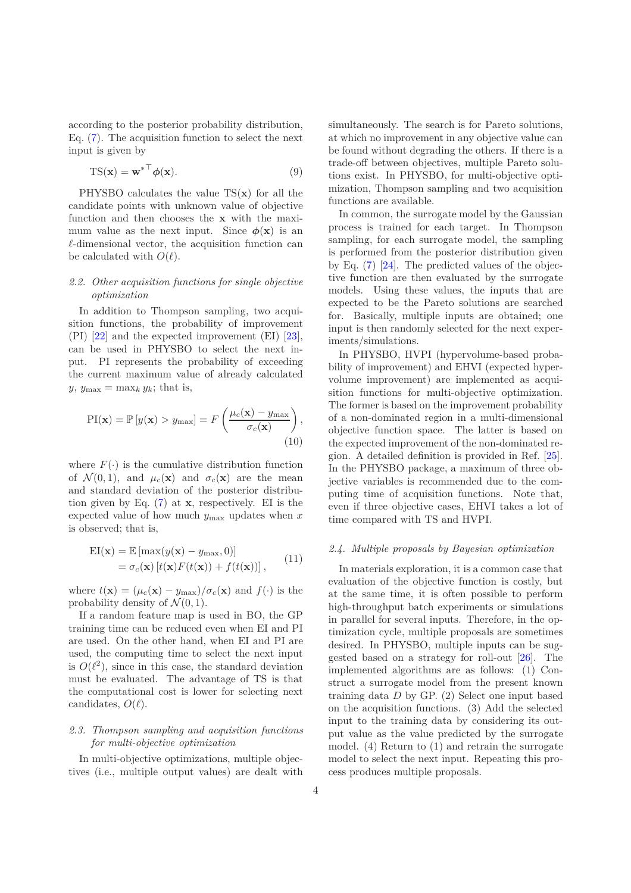according to the posterior probability distribution, Eq. (7). The acquisition function to select the next input is given by

$$\mathrm{TS}(\mathbf{x}) = {\mathbf{w}^{*}}^{\top} \boldsymbol{\phi}(\mathbf{x}). \tag{9}$$

PHYSBO calculates the value $\mathrm{TS}(\mathbf{x})$ for all the candidate points with unknown value of objective function and then chooses the $\mathbf{x}$ with the maximum value as the next input. Since $\boldsymbol{\phi}(\mathbf{x})$ is an $\ell$-dimensional vector, the acquisition function can be calculated with $O(\ell)$.

### 2.2. Other acquisition functions for single objective optimization

In addition to Thompson sampling, two acquisition functions, the probability of improvement (PI) [22] and the expected improvement (EI) [23], can be used in PHYSBO to select the next input. PI represents the probability of exceeding the current maximum value of already calculated $y$, $y_{\max} = \max_k y_k$; that is,

$$\mathrm{PI}(\mathbf{x}) = \mathbb{P}\left[y(\mathbf{x}) > y_{\max}\right] = F\left(\frac{\mu_c(\mathbf{x}) - y_{\max}}{\sigma_c(\mathbf{x})}\right), \tag{10}$$

where $F(\cdot)$ is the cumulative distribution function of $\mathcal{N}(0,1)$, and $\mu_c(\mathbf{x})$ and $\sigma_c(\mathbf{x})$ are the mean and standard deviation of the posterior distribution given by Eq. (7) at $\mathbf{x}$, respectively. EI is the expected value of how much $y_{\max}$ updates when $x$ is observed; that is,

$$\begin{aligned}\mathrm{EI}(\mathbf{x}) &= \mathbb{E}\left[\max(y(\mathbf{x}) - y_{\max}, 0)\right] \\ &= \sigma_c(\mathbf{x})\left[t(\mathbf{x})F(t(\mathbf{x})) + f(t(\mathbf{x}))\right],\end{aligned} \tag{11}$$

where $t(\mathbf{x}) = (\mu_c(\mathbf{x}) - y_{\max})/\sigma_c(\mathbf{x})$ and $f(\cdot)$ is the probability density of $\mathcal{N}(0,1)$.

If a random feature map is used in BO, the GP training time can be reduced even when EI and PI are used. On the other hand, when EI and PI are used, the computing time to select the next input is $O(\ell^2)$, since in this case, the standard deviation must be evaluated. The advantage of TS is that the computational cost is lower for selecting next candidates, $O(\ell)$.

### 2.3. Thompson sampling and acquisition functions for multi-objective optimization

In multi-objective optimizations, multiple objectives (i.e., multiple output values) are dealt with simultaneously. The search is for Pareto solutions, at which no improvement in any objective value can be found without degrading the others. If there is a trade-off between objectives, multiple Pareto solutions exist. In PHYSBO, for multi-objective optimization, Thompson sampling and two acquisition functions are available.

In common, the surrogate model by the Gaussian process is trained for each target. In Thompson sampling, for each surrogate model, the sampling is performed from the posterior distribution given by Eq. (7) [24]. The predicted values of the objective function are then evaluated by the surrogate models. Using these values, the inputs that are expected to be the Pareto solutions are searched for. Basically, multiple inputs are obtained; one input is then randomly selected for the next experiments/simulations.

In PHYSBO, HVPI (hypervolume-based probability of improvement) and EHVI (expected hypervolume improvement) are implemented as acquisition functions for multi-objective optimization. The former is based on the improvement probability of a non-dominated region in a multi-dimensional objective function space. The latter is based on the expected improvement of the non-dominated region. A detailed definition is provided in Ref. [25]. In the PHYSBO package, a maximum of three objective variables is recommended due to the computing time of acquisition functions. Note that, even if three objective cases, EHVI takes a lot of time compared with TS and HVPI.

### 2.4. Multiple proposals by Bayesian optimization

In materials exploration, it is a common case that evaluation of the objective function is costly, but at the same time, it is often possible to perform high-throughput batch experiments or simulations in parallel for several inputs. Therefore, in the optimization cycle, multiple proposals are sometimes desired. In PHYSBO, multiple inputs can be suggested based on a strategy for roll-out [26]. The implemented algorithms are as follows: (1) Construct a surrogate model from the present known training data $D$ by GP. (2) Select one input based on the acquisition functions. (3) Add the selected input to the training data by considering its output value as the value predicted by the surrogate model. (4) Return to (1) and retrain the surrogate model to select the next input. Repeating this process produces multiple proposals.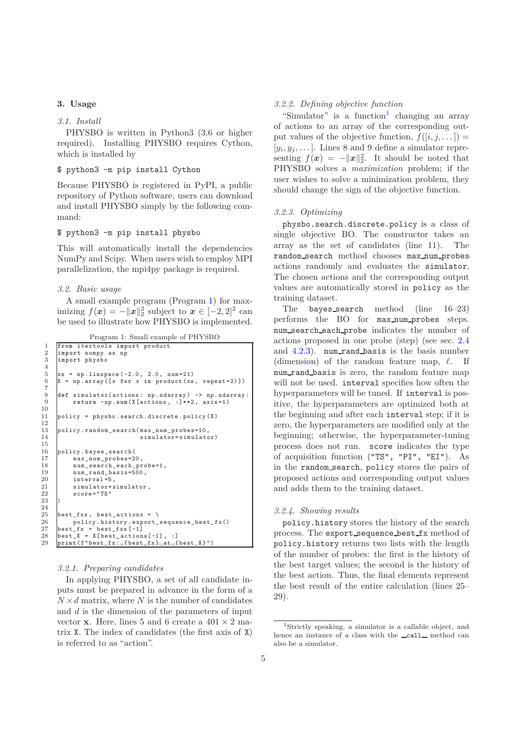## 3. Usage

### 3.1. Install

PHYSBO is written in Python3 (3.6 or higher required). Installing PHYSBO requires Cython, which is installed by

```
$ python3 -m pip install Cython
```

Because PHYSBO is registered in PyPI, a public repository of Python software, users can download and install PHYSBO simply by the following command:

```
$ python3 -m pip install physbo
```

This will automatically install the dependencies NumPy and Scipy. When users wish to employ MPI parallelization, the mpi4py package is required.

### 3.2. Basic usage

A small example program (Program 1) for maximizing $f(\boldsymbol{x}) = -\|\boldsymbol{x}\|_2^2$ subject to $\boldsymbol{x} \in [-2, 2]^2$ can be used to illustrate how PHYSBO is implemented.

Program 1: Small example of PHYSBO

```
1  from itertools import product
2  import numpy as np
3  import physbo
4
5  xs = np.linspace(-2.0, 2.0, num=21)
6  X = np.array([x for x in product(xs, repeat=2)])
7
8  def simulator(actions: np.ndarray) -> np.ndarray:
9      return -np.sum(X[actions, :]**2, axis=1)
10
11 policy = physbo.search.discrete.policy(X)
12
13 policy.random_search(max_num_probes=10,
14                      simulator=simulator)
15
16 policy.bayes_search(
17     max_num_probes=20,
18     num_search_each_probe=1,
19     num_rand_basis=500,
20     interval=5,
21     simulator=simulator,
22     score="TS"
23 )
24
25 best_fxs, best_actions = \
26     policy.history.export_sequence_best_fx()
27 best_fx = best_fxs[-1]
28 best_X = X[best_actions[-1], :]
29 print(f"best_fx: {best_fx} at {best_X}")
```

#### 3.2.1. Preparing candidates

In applying PHYSBO, a set of all candidate inputs must be prepared in advance in the form of a $N \times d$ matrix, where $N$ is the number of candidates and $d$ is the dimension of the parameters of input vector $\mathbf{x}$. Here, lines 5 and 6 create a $401 \times 2$ matrix X. The index of candidates (the first axis of X) is referred to as "action".

#### 3.2.2. Defining objective function

"Simulator" is a function[1] changing an array of actions to an array of the corresponding output values of the objective function, $f([i, j, \dots]) = [y_i, y_j, \dots]$. Lines 8 and 9 define a simulator representing $f(\boldsymbol{x}) = -\|\boldsymbol{x}\|_2^2$. It should be noted that PHYSBO solves a *maximization* problem; if the user wishes to solve a minimization problem, they should change the sign of the objective function.

#### 3.2.3. Optimizing

physbo.search.discrete.policy is a class of single objective BO. The constructor takes an array as the set of candidates (line 11). The random_search method chooses max_num_probes actions randomly and evaluates the simulator. The chosen actions and the corresponding output values are automatically stored in policy as the training dataset.

The bayes_search method (line 16–23) performs the BO for max_num_probes steps. num_search_each_probe indicates the number of actions proposed in one probe (step) (see sec. 2.4 and 4.2.3). num_rand_basis is the basis number (dimension) of the random feature map, $\ell$. If num_rand_basis is zero, the random feature map will not be used. interval specifies how often the hyperparameters will be tuned. If interval is positive, the hyperparameters are optimized both at the beginning and after each interval step; if it is zero, the hyperparameters are modified only at the beginning; otherwise, the hyperparameter-tuning process does not run. score indicates the type of acquisition function ("TS", "PI", "EI"). As in the random_search, policy stores the pairs of proposed actions and corresponding output values and adds them to the training dataset.

#### 3.2.4. Showing results

policy.history stores the history of the search process. The export_sequence_best_fx method of policy.history returns two lists with the length of the number of probes: the first is the history of the best target values; the second is the history of the best action. Thus, the final elements represent the best result of the entire calculation (lines 25–29).

[1] Strictly speaking, a simulator is a callable object, and hence an instance of a class with the __call__ method can also be a simulator.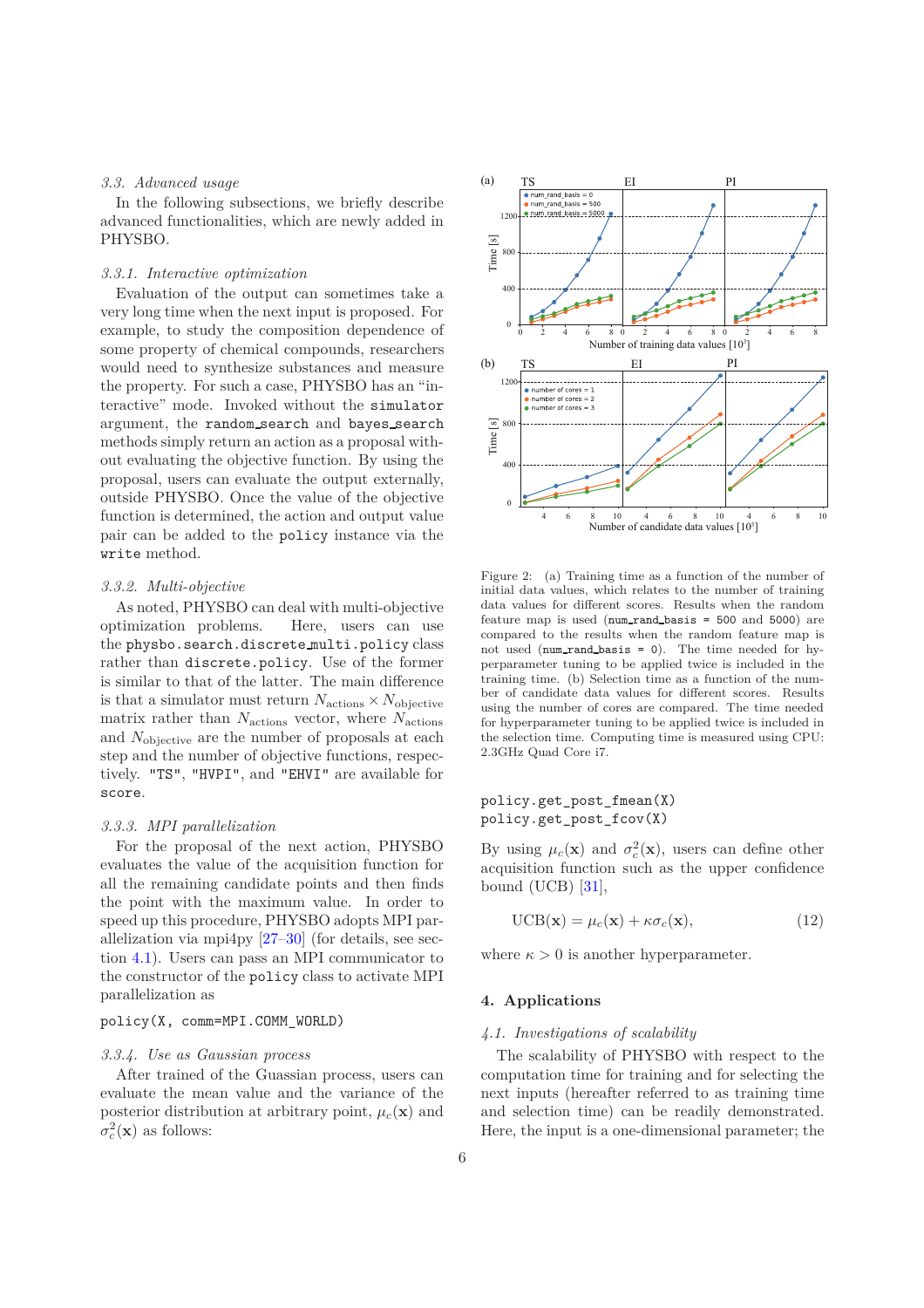### 3.3. Advanced usage

In the following subsections, we briefly describe advanced functionalities, which are newly added in PHYSBO.

#### 3.3.1. Interactive optimization

Evaluation of the output can sometimes take a very long time when the next input is proposed. For example, to study the composition dependence of some property of chemical compounds, researchers would need to synthesize substances and measure the property. For such a case, PHYSBO has an "interactive" mode. Invoked without the `simulator` argument, the `random_search` and `bayes_search` methods simply return an action as a proposal without evaluating the objective function. By using the proposal, users can evaluate the output externally, outside PHYSBO. Once the value of the objective function is determined, the action and output value pair can be added to the `policy` instance via the `write` method.

#### 3.3.2. Multi-objective

As noted, PHYSBO can deal with multi-objective optimization problems. Here, users can use the `physbo.search.discrete_multi.policy` class rather than `discrete.policy`. Use of the former is similar to that of the latter. The main difference is that a simulator must return $N_{\text{actions}} \times N_{\text{objective}}$ matrix rather than $N_{\text{actions}}$ vector, where $N_{\text{actions}}$ and $N_{\text{objective}}$ are the number of proposals at each step and the number of objective functions, respectively. `"TS"`, `"HVPI"`, and `"EHVI"` are available for `score`.

#### 3.3.3. MPI parallelization

For the proposal of the next action, PHYSBO evaluates the value of the acquisition function for all the remaining candidate points and then finds the point with the maximum value. In order to speed up this procedure, PHYSBO adopts MPI parallelization via mpi4py [27–30] (for details, see section 4.1). Users can pass an MPI communicator to the constructor of the `policy` class to activate MPI parallelization as

```
policy(X, comm=MPI.COMM_WORLD)
```

#### 3.3.4. Use as Gaussian process

After trained of the Guassian process, users can evaluate the mean value and the variance of the posterior distribution at arbitrary point, $\mu_c(\mathbf{x})$ and $\sigma_c^2(\mathbf{x})$ as follows:

Figure 2: (a) Training time as a function of the number of initial data values, which relates to the number of training data values for different scores. Results when the random feature map is used (`num_rand_basis = 500` and `5000`) are compared to the results when the random feature map is not used (`num_rand_basis = 0`). The time needed for hyperparameter tuning to be applied twice is included in the training time. (b) Selection time as a function of the number of candidate data values for different scores. Results using the number of cores are compared. The time needed for hyperparameter tuning to be applied twice is included in the selection time. Computing time is measured using CPU: 2.3GHz Quad Core i7.

```
policy.get_post_fmean(X)
policy.get_post_fcov(X)
```

By using $\mu_c(\mathbf{x})$ and $\sigma_c^2(\mathbf{x})$, users can define other acquisition function such as the upper confidence bound (UCB) [31],

$$\text{UCB}(\mathbf{x}) = \mu_c(\mathbf{x}) + \kappa\sigma_c(\mathbf{x}), \tag{12}$$

where $\kappa > 0$ is another hyperparameter.

## 4. Applications

### 4.1. Investigations of scalability

The scalability of PHYSBO with respect to the computation time for training and for selecting the next inputs (hereafter referred to as training time and selection time) can be readily demonstrated. Here, the input is a one-dimensional parameter; the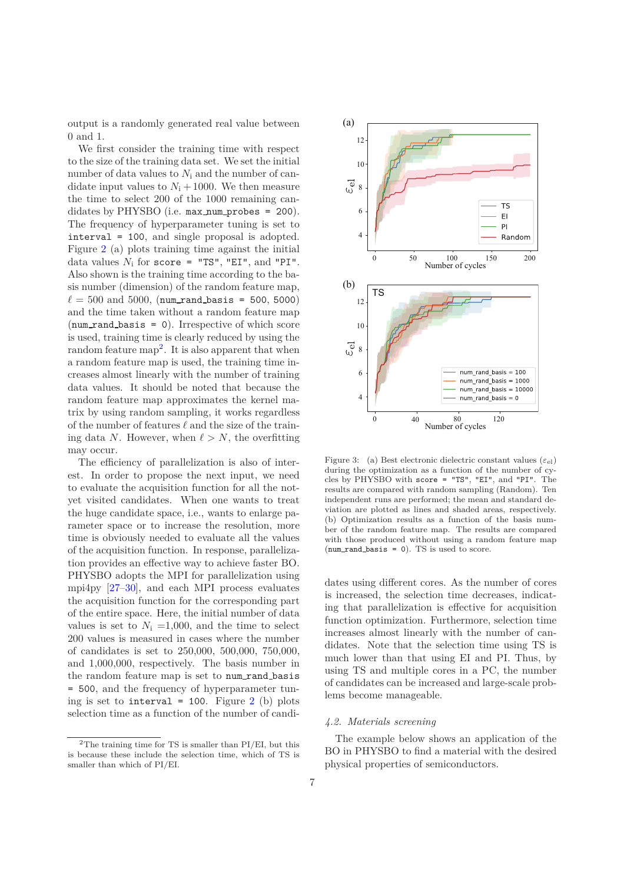output is a randomly generated real value between 0 and 1.

We first consider the training time with respect to the size of the training data set. We set the initial number of data values to $N_\mathrm{i}$ and the number of candidate input values to $N_\mathrm{i} + 1000$. We then measure the time to select 200 of the 1000 remaining candidates by PHYSBO (i.e. `max_num_probes = 200`). The frequency of hyperparameter tuning is set to `interval = 100`, and single proposal is adopted. Figure 2 (a) plots training time against the initial data values $N_\mathrm{i}$ for `score = "TS", "EI"`, and `"PI"`. Also shown is the training time according to the basis number (dimension) of the random feature map, $\ell = 500$ and 5000, (`num_rand_basis = 500, 5000`) and the time taken without a random feature map (`num_rand_basis = 0`). Irrespective of which score is used, training time is clearly reduced by using the random feature map[2]. It is also apparent that when a random feature map is used, the training time increases almost linearly with the number of training data values. It should be noted that because the random feature map approximates the kernel matrix by using random sampling, it works regardless of the number of features $\ell$ and the size of the training data $N$. However, when $\ell > N$, the overfitting may occur.

The efficiency of parallelization is also of interest. In order to propose the next input, we need to evaluate the acquisition function for all the not-yet visited candidates. When one wants to treat the huge candidate space, i.e., wants to enlarge parameter space or to increase the resolution, more time is obviously needed to evaluate all the values of the acquisition function. In response, parallelization provides an effective way to achieve faster BO. PHYSBO adopts the MPI for parallelization using mpi4py [27–30], and each MPI process evaluates the acquisition function for the corresponding part of the entire space. Here, the initial number of data values is set to $N_\mathrm{i}$ =1,000, and the time to select 200 values is measured in cases where the number of candidates is set to 250,000, 500,000, 750,000, and 1,000,000, respectively. The basis number in the random feature map is set to `num_rand_basis = 500`, and the frequency of hyperparameter tuning is set to `interval = 100`. Figure 2 (b) plots selection time as a function of the number of candidates using different cores. As the number of cores is increased, the selection time decreases, indicating that parallelization is effective for acquisition function optimization. Furthermore, selection time increases almost linearly with the number of candidates. Note that the selection time using TS is much lower than that using EI and PI. Thus, by using TS and multiple cores in a PC, the number of candidates can be increased and large-scale problems become manageable.

Figure 3: (a) Best electronic dielectric constant values ($\varepsilon_\mathrm{el}$) during the optimization as a function of the number of cycles by PHYSBO with `score = "TS", "EI"`, and `"PI"`. The results are compared with random sampling (Random). Ten independent runs are performed; the mean and standard deviation are plotted as lines and shaded areas, respectively. (b) Optimization results as a function of the basis number of the random feature map. The results are compared with those produced without using a random feature map (`num_rand_basis = 0`). TS is used to score.

### 4.2. Materials screening

The example below shows an application of the BO in PHYSBO to find a material with the desired physical properties of semiconductors.

[2] The training time for TS is smaller than PI/EI, but this is because these include the selection time, which of TS is smaller than which of PI/EI.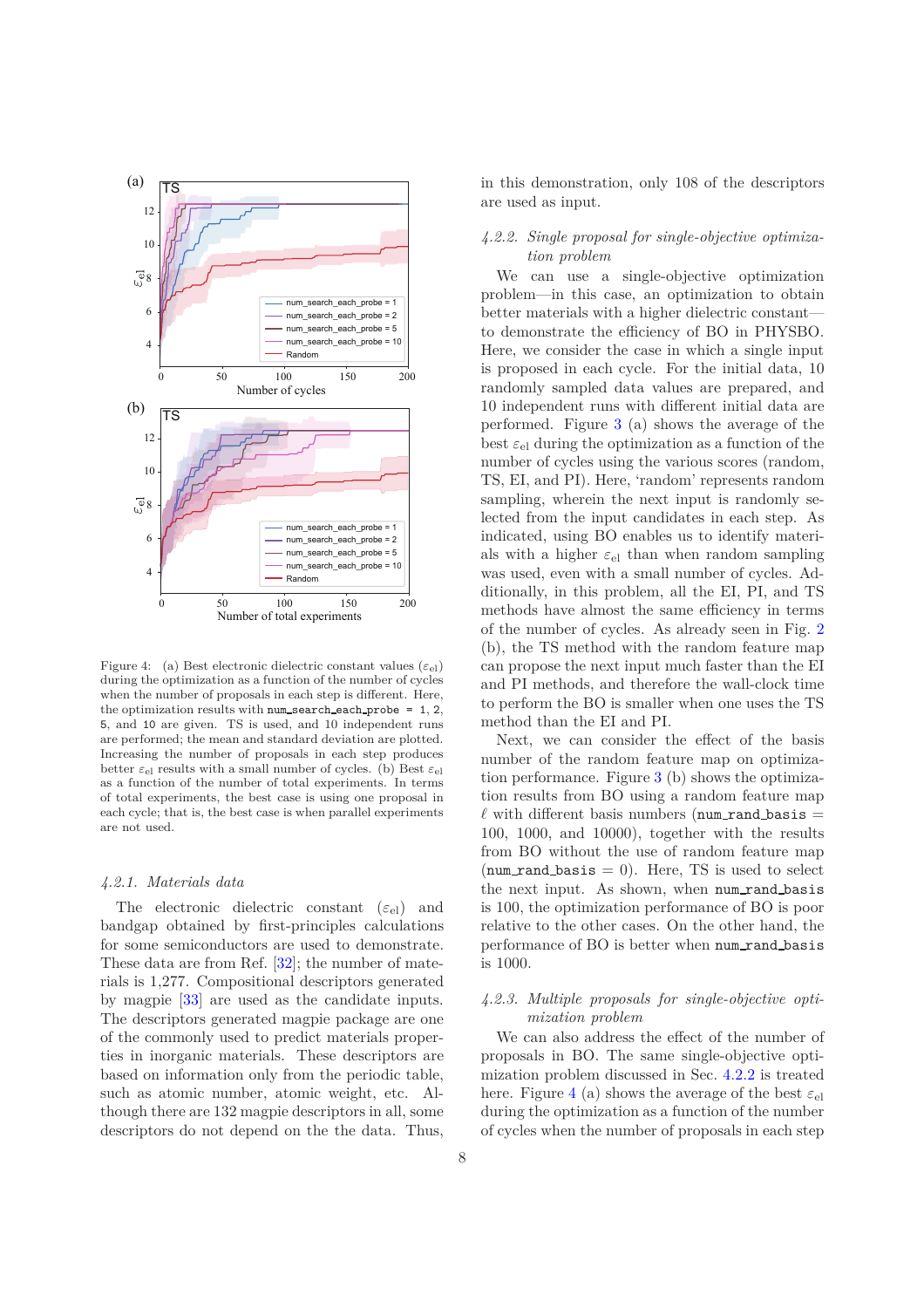Figure 4: (a) Best electronic dielectric constant values ($\varepsilon_{\mathrm{el}}$) during the optimization as a function of the number of cycles when the number of proposals in each step is different. Here, the optimization results with `num_search_each_probe = 1, 2, 5`, and `10` are given. TS is used, and 10 independent runs are performed; the mean and standard deviation are plotted. Increasing the number of proposals in each step produces better $\varepsilon_{\mathrm{el}}$ results with a small number of cycles. (b) Best $\varepsilon_{\mathrm{el}}$ as a function of the number of total experiments. In terms of total experiments, the best case is using one proposal in each cycle; that is, the best case is when parallel experiments are not used.

#### *4.2.1. Materials data*

The electronic dielectric constant ($\varepsilon_{\mathrm{el}}$) and bandgap obtained by first-principles calculations for some semiconductors are used to demonstrate. These data are from Ref. [32]; the number of materials is 1,277. Compositional descriptors generated by magpie [33] are used as the candidate inputs. The descriptors generated magpie package are one of the commonly used to predict materials properties in inorganic materials. These descriptors are based on information only from the periodic table, such as atomic number, atomic weight, etc. Although there are 132 magpie descriptors in all, some descriptors do not depend on the the data. Thus, in this demonstration, only 108 of the descriptors are used as input.

#### *4.2.2. Single proposal for single-objective optimization problem*

We can use a single-objective optimization problem—in this case, an optimization to obtain better materials with a higher dielectric constant—to demonstrate the efficiency of BO in PHYSBO. Here, we consider the case in which a single input is proposed in each cycle. For the initial data, 10 randomly sampled data values are prepared, and 10 independent runs with different initial data are performed. Figure 3 (a) shows the average of the best $\varepsilon_{\mathrm{el}}$ during the optimization as a function of the number of cycles using the various scores (random, TS, EI, and PI). Here, 'random' represents random sampling, wherein the next input is randomly selected from the input candidates in each step. As indicated, using BO enables us to identify materials with a higher $\varepsilon_{\mathrm{el}}$ than when random sampling was used, even with a small number of cycles. Additionally, in this problem, all the EI, PI, and TS methods have almost the same efficiency in terms of the number of cycles. As already seen in Fig. 2 (b), the TS method with the random feature map can propose the next input much faster than the EI and PI methods, and therefore the wall-clock time to perform the BO is smaller when one uses the TS method than the EI and PI.

Next, we can consider the effect of the basis number of the random feature map on optimization performance. Figure 3 (b) shows the optimization results from BO using a random feature map $\ell$ with different basis numbers (`num_rand_basis` = 100, 1000, and 10000), together with the results from BO without the use of random feature map (`num_rand_basis` = 0). Here, TS is used to select the next input. As shown, when `num_rand_basis` is 100, the optimization performance of BO is poor relative to the other cases. On the other hand, the performance of BO is better when `num_rand_basis` is 1000.

#### *4.2.3. Multiple proposals for single-objective optimization problem*

We can also address the effect of the number of proposals in BO. The same single-objective optimization problem discussed in Sec. 4.2.2 is treated here. Figure 4 (a) shows the average of the best $\varepsilon_{\mathrm{el}}$ during the optimization as a function of the number of cycles when the number of proposals in each step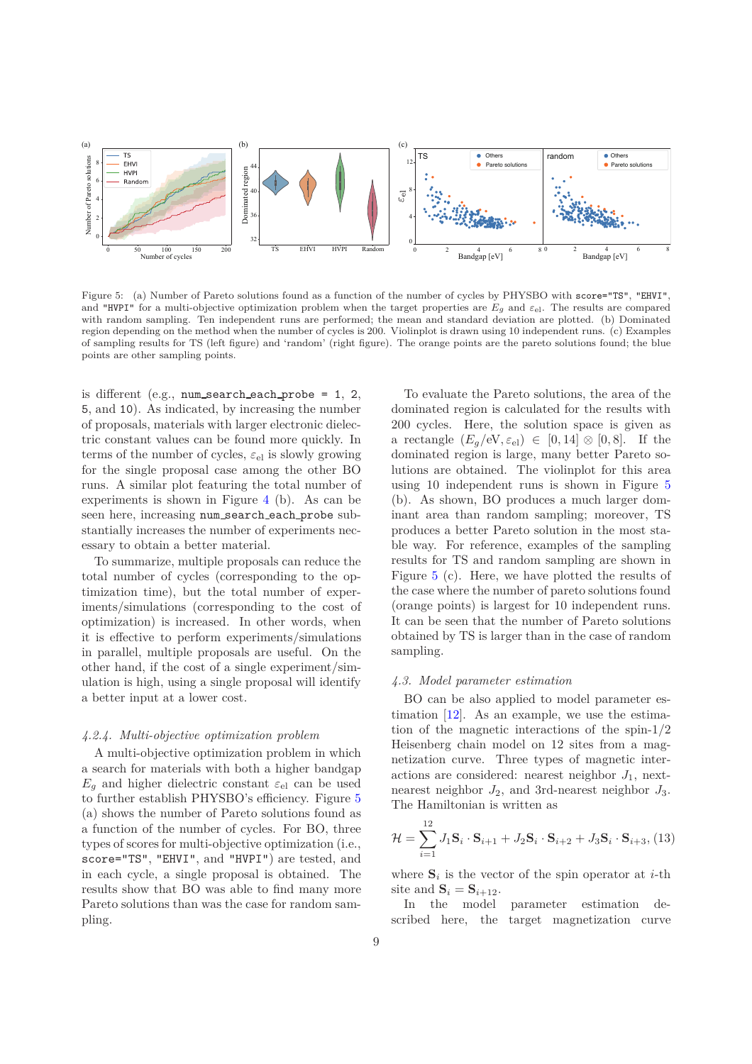Figure 5: (a) Number of Pareto solutions found as a function of the number of cycles by PHYSBO with `score="TS"`, `"EHVI"`, and `"HVPI"` for a multi-objective optimization problem when the target properties are $E_g$ and $\varepsilon_{\mathrm{el}}$. The results are compared with random sampling. Ten independent runs are performed; the mean and standard deviation are plotted. (b) Dominated region depending on the method when the number of cycles is 200. Violinplot is drawn using 10 independent runs. (c) Examples of sampling results for TS (left figure) and 'random' (right figure). The orange points are the pareto solutions found; the blue points are other sampling points.

is different (e.g., `num_search_each_probe = 1, 2, 5`, and `10`). As indicated, by increasing the number of proposals, materials with larger electronic dielectric constant values can be found more quickly. In terms of the number of cycles, $\varepsilon_{\mathrm{el}}$ is slowly growing for the single proposal case among the other BO runs. A similar plot featuring the total number of experiments is shown in Figure 4 (b). As can be seen here, increasing `num_search_each_probe` substantially increases the number of experiments necessary to obtain a better material.

To summarize, multiple proposals can reduce the total number of cycles (corresponding to the optimization time), but the total number of experiments/simulations (corresponding to the cost of optimization) is increased. In other words, when it is effective to perform experiments/simulations in parallel, multiple proposals are useful. On the other hand, if the cost of a single experiment/simulation is high, using a single proposal will identify a better input at a lower cost.

### *4.2.4. Multi-objective optimization problem*

A multi-objective optimization problem in which a search for materials with both a higher bandgap $E_g$ and higher dielectric constant $\varepsilon_{\mathrm{el}}$ can be used to further establish PHYSBO's efficiency. Figure 5 (a) shows the number of Pareto solutions found as a function of the number of cycles. For BO, three types of scores for multi-objective optimization (i.e., `score="TS"`, `"EHVI"`, and `"HVPI"`) are tested, and in each cycle, a single proposal is obtained. The results show that BO was able to find many more Pareto solutions than was the case for random sampling.

To evaluate the Pareto solutions, the area of the dominated region is calculated for the results with 200 cycles. Here, the solution space is given as a rectangle $(E_g/\mathrm{eV}, \varepsilon_{\mathrm{el}}) \in [0, 14] \otimes [0, 8]$. If the dominated region is large, many better Pareto solutions are obtained. The violinplot for this area using 10 independent runs is shown in Figure 5 (b). As shown, BO produces a much larger dominant area than random sampling; moreover, TS produces a better Pareto solution in the most stable way. For reference, examples of the sampling results for TS and random sampling are shown in Figure 5 (c). Here, we have plotted the results of the case where the number of pareto solutions found (orange points) is largest for 10 independent runs. It can be seen that the number of Pareto solutions obtained by TS is larger than in the case of random sampling.

### *4.3. Model parameter estimation*

BO can be also applied to model parameter estimation [12]. As an example, we use the estimation of the magnetic interactions of the spin-1/2 Heisenberg chain model on 12 sites from a magnetization curve. Three types of magnetic interactions are considered: nearest neighbor $J_1$, next-nearest neighbor $J_2$, and 3rd-nearest neighbor $J_3$. The Hamiltonian is written as

$$\mathcal{H} = \sum_{i=1}^{12} J_1 \mathbf{S}_i \cdot \mathbf{S}_{i+1} + J_2 \mathbf{S}_i \cdot \mathbf{S}_{i+2} + J_3 \mathbf{S}_i \cdot \mathbf{S}_{i+3}, \quad (13)$$

where $\mathbf{S}_i$ is the vector of the spin operator at $i$-th site and $\mathbf{S}_i = \mathbf{S}_{i+12}$.

In the model parameter estimation described here, the target magnetization curve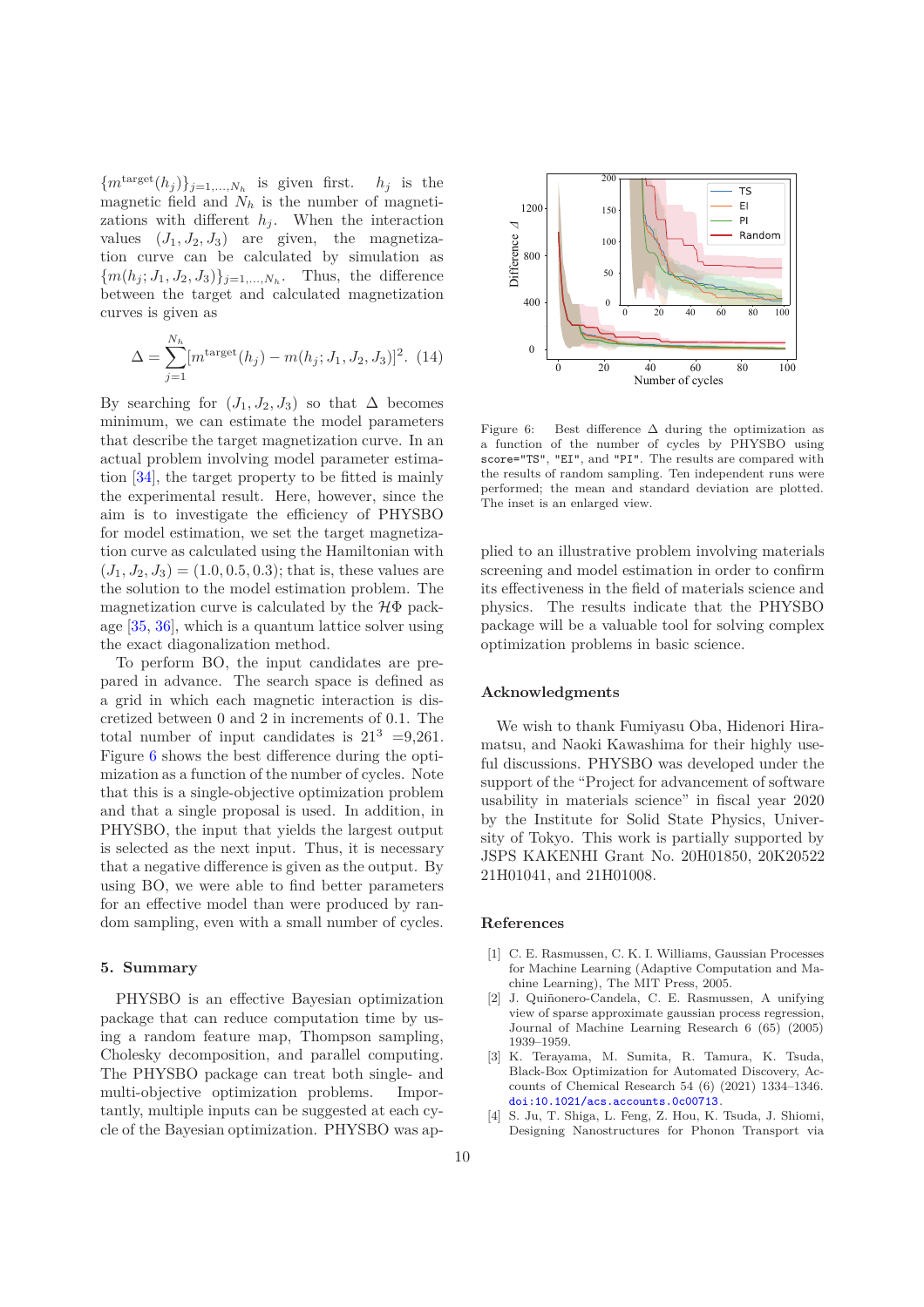$\{m^{\rm target}(h_j)\}_{j=1,\ldots,N_h}$ is given first. $h_j$ is the magnetic field and $N_h$ is the number of magnetizations with different $h_j$. When the interaction values $(J_1, J_2, J_3)$ are given, the magnetization curve can be calculated by simulation as $\{m(h_j; J_1, J_2, J_3)\}_{j=1,\ldots,N_h}$. Thus, the difference between the target and calculated magnetization curves is given as

$$\Delta = \sum_{j=1}^{N_h} [m^{\rm target}(h_j) - m(h_j; J_1, J_2, J_3)]^2. \quad (14)$$

By searching for $(J_1, J_2, J_3)$ so that $\Delta$ becomes minimum, we can estimate the model parameters that describe the target magnetization curve. In an actual problem involving model parameter estimation [34], the target property to be fitted is mainly the experimental result. Here, however, since the aim is to investigate the efficiency of PHYSBO for model estimation, we set the target magnetization curve as calculated using the Hamiltonian with $(J_1, J_2, J_3) = (1.0, 0.5, 0.3)$; that is, these values are the solution to the model estimation problem. The magnetization curve is calculated by the $\mathcal{H}\Phi$ package [35, 36], which is a quantum lattice solver using the exact diagonalization method.

To perform BO, the input candidates are prepared in advance. The search space is defined as a grid in which each magnetic interaction is discretized between 0 and 2 in increments of 0.1. The total number of input candidates is $21^3$ =9,261. Figure 6 shows the best difference during the optimization as a function of the number of cycles. Note that this is a single-objective optimization problem and that a single proposal is used. In addition, in PHYSBO, the input that yields the largest output is selected as the next input. Thus, it is necessary that a negative difference is given as the output. By using BO, we were able to find better parameters for an effective model than were produced by random sampling, even with a small number of cycles.

Figure 6: Best difference $\Delta$ during the optimization as a function of the number of cycles by PHYSBO using `score="TS"`, `"EI"`, and `"PI"`. The results are compared with the results of random sampling. Ten independent runs were performed; the mean and standard deviation are plotted. The inset is an enlarged view.

## 5. Summary

PHYSBO is an effective Bayesian optimization package that can reduce computation time by using a random feature map, Thompson sampling, Cholesky decomposition, and parallel computing. The PHYSBO package can treat both single- and multi-objective optimization problems. Importantly, multiple inputs can be suggested at each cycle of the Bayesian optimization. PHYSBO was applied to an illustrative problem involving materials screening and model estimation in order to confirm its effectiveness in the field of materials science and physics. The results indicate that the PHYSBO package will be a valuable tool for solving complex optimization problems in basic science.

## Acknowledgments

We wish to thank Fumiyasu Oba, Hidenori Hiramatsu, and Naoki Kawashima for their highly useful discussions. PHYSBO was developed under the support of the "Project for advancement of software usability in materials science" in fiscal year 2020 by the Institute for Solid State Physics, University of Tokyo. This work is partially supported by JSPS KAKENHI Grant No. 20H01850, 20K20522 21H01041, and 21H01008.

## References

[1] C. E. Rasmussen, C. K. I. Williams, Gaussian Processes for Machine Learning (Adaptive Computation and Machine Learning), The MIT Press, 2005.

[2] J. Quiñonero-Candela, C. E. Rasmussen, A unifying view of sparse approximate gaussian process regression, Journal of Machine Learning Research 6 (65) (2005) 1939–1959.

[3] K. Terayama, M. Sumita, R. Tamura, K. Tsuda, Black-Box Optimization for Automated Discovery, Accounts of Chemical Research 54 (6) (2021) 1334–1346. doi:10.1021/acs.accounts.0c00713.

[4] S. Ju, T. Shiga, L. Feng, Z. Hou, K. Tsuda, J. Shiomi, Designing Nanostructures for Phonon Transport via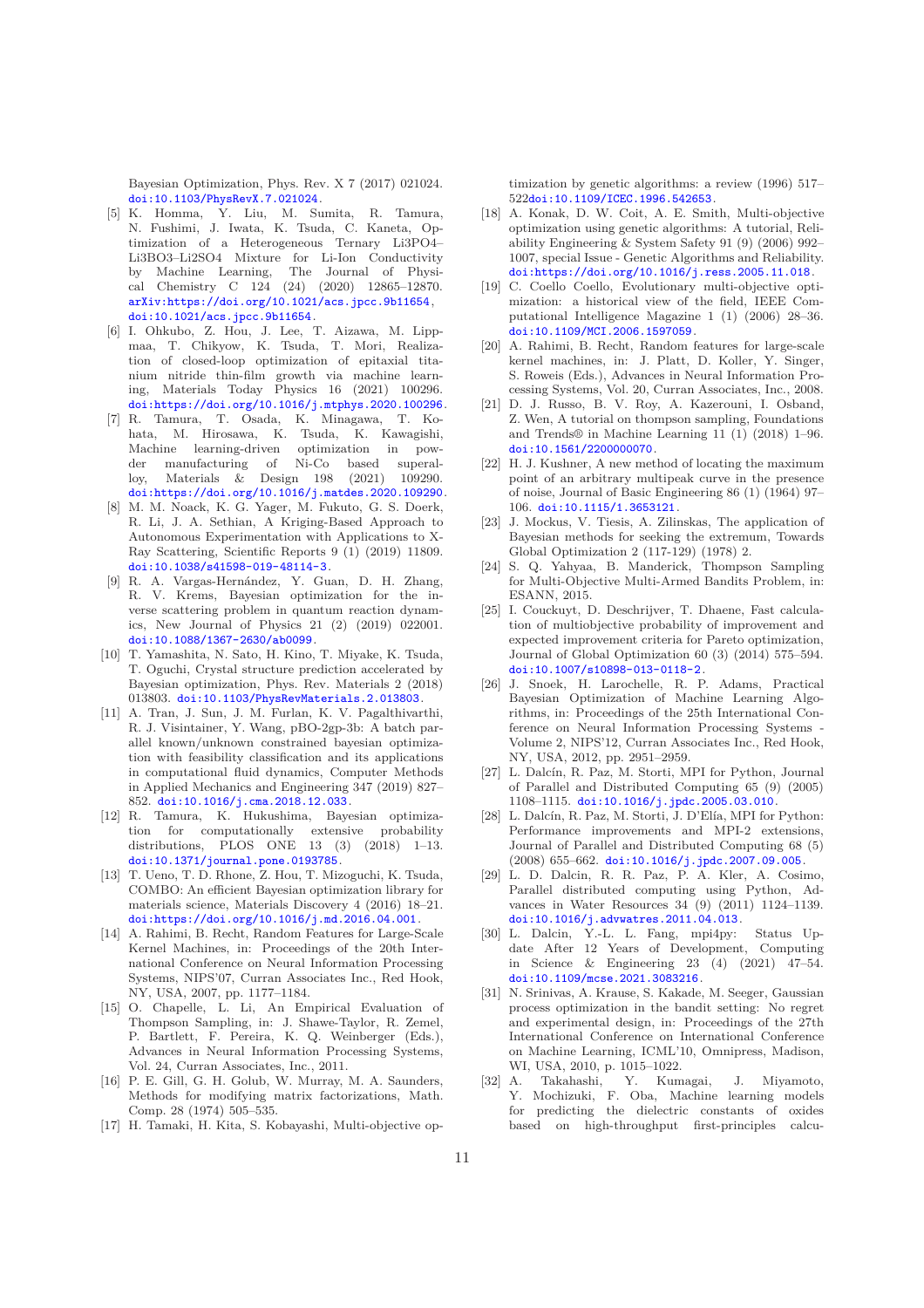Bayesian Optimization, Phys. Rev. X 7 (2017) 021024. doi:10.1103/PhysRevX.7.021024.

[5] K. Homma, Y. Liu, M. Sumita, R. Tamura, N. Fushimi, J. Iwata, K. Tsuda, C. Kaneta, Optimization of a Heterogeneous Ternary Li3PO4–Li3BO3–Li2SO4 Mixture for Li-Ion Conductivity by Machine Learning, The Journal of Physical Chemistry C 124 (24) (2020) 12865–12870. arXiv:https://doi.org/10.1021/acs.jpcc.9b11654, doi:10.1021/acs.jpcc.9b11654.

[6] I. Ohkubo, Z. Hou, J. Lee, T. Aizawa, M. Lippmaa, T. Chikyow, K. Tsuda, T. Mori, Realization of closed-loop optimization of epitaxial titanium nitride thin-film growth via machine learning, Materials Today Physics 16 (2021) 100296. doi:https://doi.org/10.1016/j.mtphys.2020.100296.

[7] R. Tamura, T. Osada, K. Minagawa, T. Kohata, M. Hirosawa, K. Tsuda, K. Kawagishi, Machine learning-driven optimization in powder manufacturing of Ni-Co based superalloy, Materials & Design 198 (2021) 109290. doi:https://doi.org/10.1016/j.matdes.2020.109290.

[8] M. M. Noack, K. G. Yager, M. Fukuto, G. S. Doerk, R. Li, J. A. Sethian, A Kriging-Based Approach to Autonomous Experimentation with Applications to X-Ray Scattering, Scientific Reports 9 (1) (2019) 11809. doi:10.1038/s41598-019-48114-3.

[9] R. A. Vargas-Hernández, Y. Guan, D. H. Zhang, R. V. Krems, Bayesian optimization for the inverse scattering problem in quantum reaction dynamics, New Journal of Physics 21 (2) (2019) 022001. doi:10.1088/1367-2630/ab0099.

[10] T. Yamashita, N. Sato, H. Kino, T. Miyake, K. Tsuda, T. Oguchi, Crystal structure prediction accelerated by Bayesian optimization, Phys. Rev. Materials 2 (2018) 013803. doi:10.1103/PhysRevMaterials.2.013803.

[11] A. Tran, J. Sun, J. M. Furlan, K. V. Pagalthivarthi, R. J. Visintainer, Y. Wang, pBO-2gp-3b: A batch parallel known/unknown constrained bayesian optimization with feasibility classification and its applications in computational fluid dynamics, Computer Methods in Applied Mechanics and Engineering 347 (2019) 827–852. doi:10.1016/j.cma.2018.12.033.

[12] R. Tamura, K. Hukushima, Bayesian optimization for computationally extensive probability distributions, PLOS ONE 13 (3) (2018) 1–13. doi:10.1371/journal.pone.0193785.

[13] T. Ueno, T. D. Rhone, Z. Hou, T. Mizoguchi, K. Tsuda, COMBO: An efficient Bayesian optimization library for materials science, Materials Discovery 4 (2016) 18–21. doi:https://doi.org/10.1016/j.md.2016.04.001.

[14] A. Rahimi, B. Recht, Random Features for Large-Scale Kernel Machines, in: Proceedings of the 20th International Conference on Neural Information Processing Systems, NIPS'07, Curran Associates Inc., Red Hook, NY, USA, 2007, pp. 1177–1184.

[15] O. Chapelle, L. Li, An Empirical Evaluation of Thompson Sampling, in: J. Shawe-Taylor, R. Zemel, P. Bartlett, F. Pereira, K. Q. Weinberger (Eds.), Advances in Neural Information Processing Systems, Vol. 24, Curran Associates, Inc., 2011.

[16] P. E. Gill, G. H. Golub, W. Murray, M. A. Saunders, Methods for modifying matrix factorizations, Math. Comp. 28 (1974) 505–535.

[17] H. Tamaki, H. Kita, S. Kobayashi, Multi-objective optimization by genetic algorithms: a review (1996) 517–522doi:10.1109/ICEC.1996.542653.

[18] A. Konak, D. W. Coit, A. E. Smith, Multi-objective optimization using genetic algorithms: A tutorial, Reliability Engineering & System Safety 91 (9) (2006) 992–1007, special Issue - Genetic Algorithms and Reliability. doi:https://doi.org/10.1016/j.ress.2005.11.018.

[19] C. Coello Coello, Evolutionary multi-objective optimization: a historical view of the field, IEEE Computational Intelligence Magazine 1 (1) (2006) 28–36. doi:10.1109/MCI.2006.1597059.

[20] A. Rahimi, B. Recht, Random features for large-scale kernel machines, in: J. Platt, D. Koller, Y. Singer, S. Roweis (Eds.), Advances in Neural Information Processing Systems, Vol. 20, Curran Associates, Inc., 2008.

[21] D. J. Russo, B. V. Roy, A. Kazerouni, I. Osband, Z. Wen, A tutorial on thompson sampling, Foundations and Trends® in Machine Learning 11 (1) (2018) 1–96. doi:10.1561/2200000070.

[22] H. J. Kushner, A new method of locating the maximum point of an arbitrary multipeak curve in the presence of noise, Journal of Basic Engineering 86 (1) (1964) 97–106. doi:10.1115/1.3653121.

[23] J. Mockus, V. Tiesis, A. Zilinskas, The application of Bayesian methods for seeking the extremum, Towards Global Optimization 2 (117-129) (1978) 2.

[24] S. Q. Yahyaa, B. Manderick, Thompson Sampling for Multi-Objective Multi-Armed Bandits Problem, in: ESANN, 2015.

[25] I. Couckuyt, D. Deschrijver, T. Dhaene, Fast calculation of multiobjective probability of improvement and expected improvement criteria for Pareto optimization, Journal of Global Optimization 60 (3) (2014) 575–594. doi:10.1007/s10898-013-0118-2.

[26] J. Snoek, H. Larochelle, R. P. Adams, Practical Bayesian Optimization of Machine Learning Algorithms, in: Proceedings of the 25th International Conference on Neural Information Processing Systems - Volume 2, NIPS'12, Curran Associates Inc., Red Hook, NY, USA, 2012, pp. 2951–2959.

[27] L. Dalcín, R. Paz, M. Storti, MPI for Python, Journal of Parallel and Distributed Computing 65 (9) (2005) 1108–1115. doi:10.1016/j.jpdc.2005.03.010.

[28] L. Dalcín, R. Paz, M. Storti, J. D'Elía, MPI for Python: Performance improvements and MPI-2 extensions, Journal of Parallel and Distributed Computing 68 (5) (2008) 655–662. doi:10.1016/j.jpdc.2007.09.005.

[29] L. D. Dalcin, R. R. Paz, P. A. Kler, A. Cosimo, Parallel distributed computing using Python, Advances in Water Resources 34 (9) (2011) 1124–1139. doi:10.1016/j.advwatres.2011.04.013.

[30] L. Dalcin, Y.-L. L. Fang, mpi4py: Status Update After 12 Years of Development, Computing in Science & Engineering 23 (4) (2021) 47–54. doi:10.1109/mcse.2021.3083216.

[31] N. Srinivas, A. Krause, S. Kakade, M. Seeger, Gaussian process optimization in the bandit setting: No regret and experimental design, in: Proceedings of the 27th International Conference on International Conference on Machine Learning, ICML'10, Omnipress, Madison, WI, USA, 2010, p. 1015–1022.

[32] A. Takahashi, Y. Kumagai, J. Miyamoto, Y. Mochizuki, F. Oba, Machine learning models for predicting the dielectric constants of oxides based on high-throughput first-principles calcu-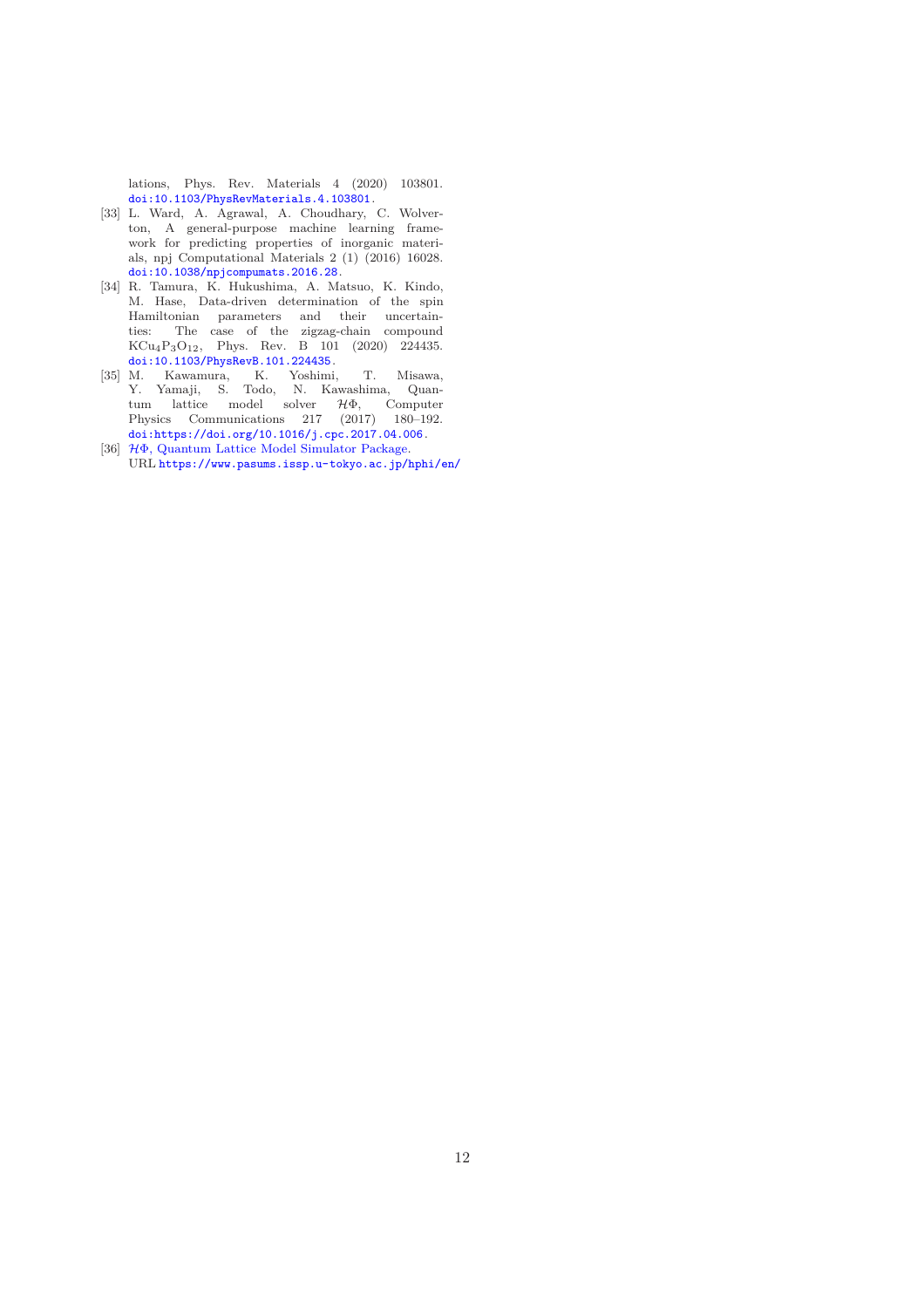lations, Phys. Rev. Materials 4 (2020) 103801. doi:10.1103/PhysRevMaterials.4.103801.

[33] L. Ward, A. Agrawal, A. Choudhary, C. Wolverton, A general-purpose machine learning framework for predicting properties of inorganic materials, npj Computational Materials 2 (1) (2016) 16028. doi:10.1038/npjcompumats.2016.28.

[34] R. Tamura, K. Hukushima, A. Matsuo, K. Kindo, M. Hase, Data-driven determination of the spin Hamiltonian parameters and their uncertainties: The case of the zigzag-chain compound $KCu_4P_3O_{12}$, Phys. Rev. B 101 (2020) 224435. doi:10.1103/PhysRevB.101.224435.

[35] M. Kawamura, K. Yoshimi, T. Misawa, Y. Yamaji, S. Todo, N. Kawashima, Quantum lattice model solver $\mathcal{H}\Phi$, Computer Physics Communications 217 (2017) 180–192. doi:https://doi.org/10.1016/j.cpc.2017.04.006.

[36] $\mathcal{H}\Phi$, Quantum Lattice Model Simulator Package. URL https://www.pasums.issp.u-tokyo.ac.jp/hphi/en/